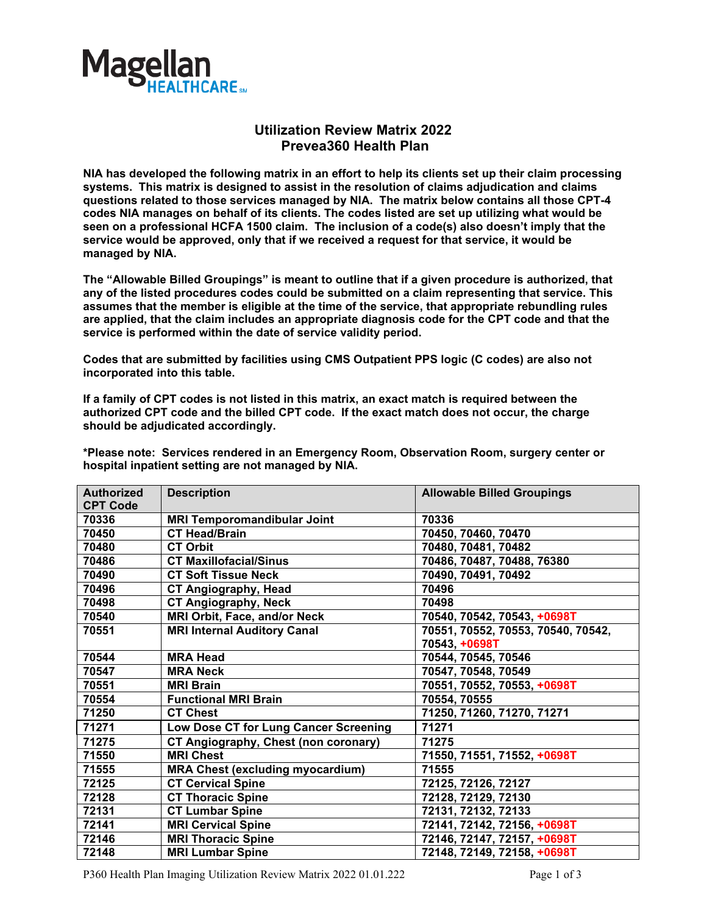Magellan HEALTHCARE

# Utilization Review Matrix 2022
## Prevea360 Health Plan

**NIA has developed the following matrix in an effort to help its clients set up their claim processing systems. This matrix is designed to assist in the resolution of claims adjudication and claims questions related to those services managed by NIA. The matrix below contains all those CPT-4 codes NIA manages on behalf of its clients. The codes listed are set up utilizing what would be seen on a professional HCFA 1500 claim. The inclusion of a code(s) also doesn't imply that the service would be approved, only that if we received a request for that service, it would be managed by NIA.**

**The "Allowable Billed Groupings" is meant to outline that if a given procedure is authorized, that any of the listed procedures codes could be submitted on a claim representing that service. This assumes that the member is eligible at the time of the service, that appropriate rebundling rules are applied, that the claim includes an appropriate diagnosis code for the CPT code and that the service is performed within the date of service validity period.**

**Codes that are submitted by facilities using CMS Outpatient PPS logic (C codes) are also not incorporated into this table.**

**If a family of CPT codes is not listed in this matrix, an exact match is required between the authorized CPT code and the billed CPT code. If the exact match does not occur, the charge should be adjudicated accordingly.**

***Please note: Services rendered in an Emergency Room, Observation Room, surgery center or hospital inpatient setting are not managed by NIA.**

| Authorized CPT Code | Description | Allowable Billed Groupings |
|---|---|---|
| 70336 | MRI Temporomandibular Joint | 70336 |
| 70450 | CT Head/Brain | 70450, 70460, 70470 |
| 70480 | CT Orbit | 70480, 70481, 70482 |
| 70486 | CT Maxillofacial/Sinus | 70486, 70487, 70488, 76380 |
| 70490 | CT Soft Tissue Neck | 70490, 70491, 70492 |
| 70496 | CT Angiography, Head | 70496 |
| 70498 | CT Angiography, Neck | 70498 |
| 70540 | MRI Orbit, Face, and/or Neck | 70540, 70542, 70543, +0698T |
| 70551 | MRI Internal Auditory Canal | 70551, 70552, 70553, 70540, 70542, 70543, +0698T |
| 70544 | MRA Head | 70544, 70545, 70546 |
| 70547 | MRA Neck | 70547, 70548, 70549 |
| 70551 | MRI Brain | 70551, 70552, 70553, +0698T |
| 70554 | Functional MRI Brain | 70554, 70555 |
| 71250 | CT Chest | 71250, 71260, 71270, 71271 |
| 71271 | Low Dose CT for Lung Cancer Screening | 71271 |
| 71275 | CT Angiography, Chest (non coronary) | 71275 |
| 71550 | MRI Chest | 71550, 71551, 71552, +0698T |
| 71555 | MRA Chest (excluding myocardium) | 71555 |
| 72125 | CT Cervical Spine | 72125, 72126, 72127 |
| 72128 | CT Thoracic Spine | 72128, 72129, 72130 |
| 72131 | CT Lumbar Spine | 72131, 72132, 72133 |
| 72141 | MRI Cervical Spine | 72141, 72142, 72156, +0698T |
| 72146 | MRI Thoracic Spine | 72146, 72147, 72157, +0698T |
| 72148 | MRI Lumbar Spine | 72148, 72149, 72158, +0698T |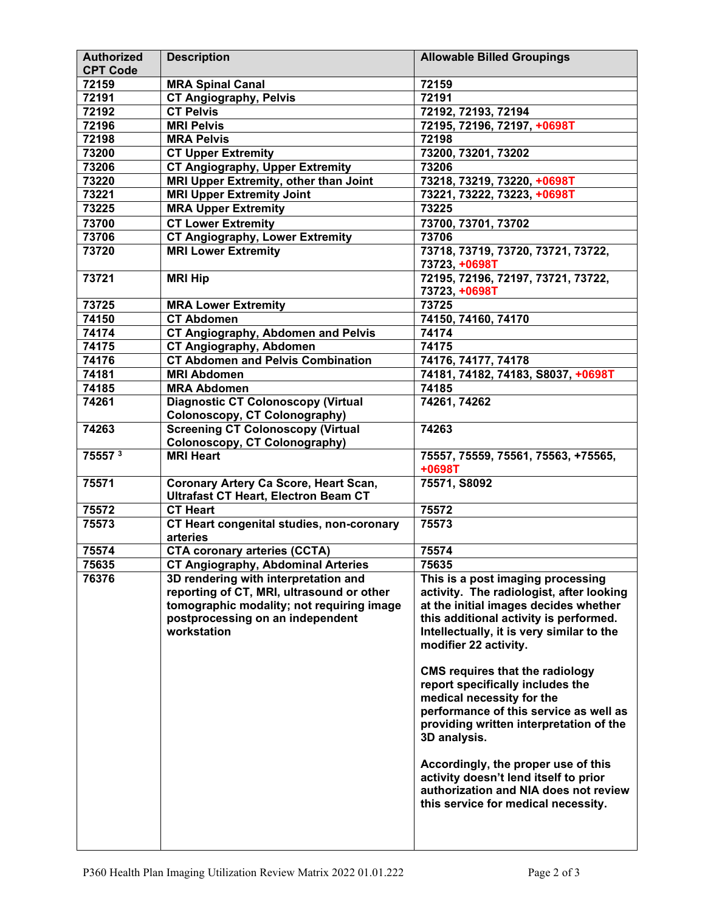| Authorized CPT Code | Description | Allowable Billed Groupings |
|---|---|---|
| 72159 | MRA Spinal Canal | 72159 |
| 72191 | CT Angiography, Pelvis | 72191 |
| 72192 | CT Pelvis | 72192, 72193, 72194 |
| 72196 | MRI Pelvis | 72195, 72196, 72197, +0698T |
| 72198 | MRA Pelvis | 72198 |
| 73200 | CT Upper Extremity | 73200, 73201, 73202 |
| 73206 | CT Angiography, Upper Extremity | 73206 |
| 73220 | MRI Upper Extremity, other than Joint | 73218, 73219, 73220, +0698T |
| 73221 | MRI Upper Extremity Joint | 73221, 73222, 73223, +0698T |
| 73225 | MRA Upper Extremity | 73225 |
| 73700 | CT Lower Extremity | 73700, 73701, 73702 |
| 73706 | CT Angiography, Lower Extremity | 73706 |
| 73720 | MRI Lower Extremity | 73718, 73719, 73720, 73721, 73722, 73723, +0698T |
| 73721 | MRI Hip | 72195, 72196, 72197, 73721, 73722, 73723, +0698T |
| 73725 | MRA Lower Extremity | 73725 |
| 74150 | CT Abdomen | 74150, 74160, 74170 |
| 74174 | CT Angiography, Abdomen and Pelvis | 74174 |
| 74175 | CT Angiography, Abdomen | 74175 |
| 74176 | CT Abdomen and Pelvis Combination | 74176, 74177, 74178 |
| 74181 | MRI Abdomen | 74181, 74182, 74183, S8037, +0698T |
| 74185 | MRA Abdomen | 74185 |
| 74261 | Diagnostic CT Colonoscopy (Virtual Colonoscopy, CT Colonography) | 74261, 74262 |
| 74263 | Screening CT Colonoscopy (Virtual Colonoscopy, CT Colonography) | 74263 |
| 75557 [3] | MRI Heart | 75557, 75559, 75561, 75563, +75565, +0698T |
| 75571 | Coronary Artery Ca Score, Heart Scan, Ultrafast CT Heart, Electron Beam CT | 75571, S8092 |
| 75572 | CT Heart | 75572 |
| 75573 | CT Heart congenital studies, non-coronary arteries | 75573 |
| 75574 | CTA coronary arteries (CCTA) | 75574 |
| 75635 | CT Angiography, Abdominal Arteries | 75635 |
| 76376 | 3D rendering with interpretation and reporting of CT, MRI, ultrasound or other tomographic modality; not requiring image postprocessing on an independent workstation | This is a post imaging processing activity. The radiologist, after looking at the initial images decides whether this additional activity is performed. Intellectually, it is very similar to the modifier 22 activity.<br><br>CMS requires that the radiology report specifically includes the medical necessity for the performance of this service as well as providing written interpretation of the 3D analysis.<br><br>Accordingly, the proper use of this activity doesn't lend itself to prior authorization and NIA does not review this service for medical necessity. |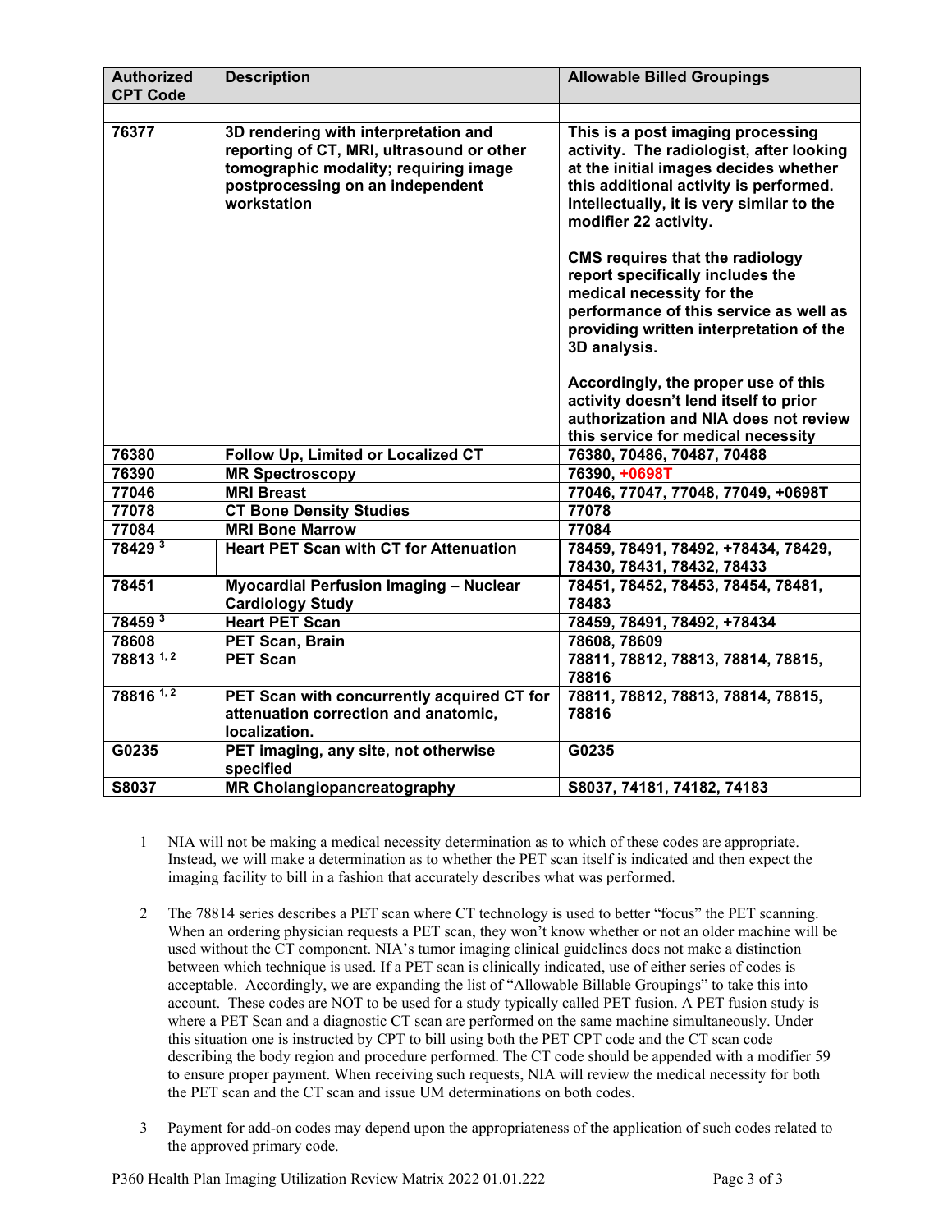| Authorized CPT Code | Description | Allowable Billed Groupings |
|---|---|---|
| | | |
| 76377 | 3D rendering with interpretation and reporting of CT, MRI, ultrasound or other tomographic modality; requiring image postprocessing on an independent workstation | This is a post imaging processing activity. The radiologist, after looking at the initial images decides whether this additional activity is performed. Intellectually, it is very similar to the modifier 22 activity.<br><br>CMS requires that the radiology report specifically includes the medical necessity for the performance of this service as well as providing written interpretation of the 3D analysis.<br><br>Accordingly, the proper use of this activity doesn't lend itself to prior authorization and NIA does not review this service for medical necessity |
| 76380 | Follow Up, Limited or Localized CT | 76380, 70486, 70487, 70488 |
| 76390 | MR Spectroscopy | 76390, +0698T |
| 77046 | MRI Breast | 77046, 77047, 77048, 77049, +0698T |
| 77078 | CT Bone Density Studies | 77078 |
| 77084 | MRI Bone Marrow | 77084 |
| 78429 [3] | Heart PET Scan with CT for Attenuation | 78459, 78491, 78492, +78434, 78429, 78430, 78431, 78432, 78433 |
| 78451 | Myocardial Perfusion Imaging – Nuclear Cardiology Study | 78451, 78452, 78453, 78454, 78481, 78483 |
| 78459 [3] | Heart PET Scan | 78459, 78491, 78492, +78434 |
| 78608 | PET Scan, Brain | 78608, 78609 |
| 78813 [1, 2] | PET Scan | 78811, 78812, 78813, 78814, 78815, 78816 |
| 78816 [1, 2] | PET Scan with concurrently acquired CT for attenuation correction and anatomic, localization. | 78811, 78812, 78813, 78814, 78815, 78816 |
| G0235 | PET imaging, any site, not otherwise specified | G0235 |
| S8037 | MR Cholangiopancreatography | S8037, 74181, 74182, 74183 |

1 NIA will not be making a medical necessity determination as to which of these codes are appropriate. Instead, we will make a determination as to whether the PET scan itself is indicated and then expect the imaging facility to bill in a fashion that accurately describes what was performed.

2 The 78814 series describes a PET scan where CT technology is used to better "focus" the PET scanning. When an ordering physician requests a PET scan, they won't know whether or not an older machine will be used without the CT component. NIA's tumor imaging clinical guidelines does not make a distinction between which technique is used. If a PET scan is clinically indicated, use of either series of codes is acceptable. Accordingly, we are expanding the list of "Allowable Billable Groupings" to take this into account. These codes are NOT to be used for a study typically called PET fusion. A PET fusion study is where a PET Scan and a diagnostic CT scan are performed on the same machine simultaneously. Under this situation one is instructed by CPT to bill using both the PET CPT code and the CT scan code describing the body region and procedure performed. The CT code should be appended with a modifier 59 to ensure proper payment. When receiving such requests, NIA will review the medical necessity for both the PET scan and the CT scan and issue UM determinations on both codes.

3 Payment for add-on codes may depend upon the appropriateness of the application of such codes related to the approved primary code.